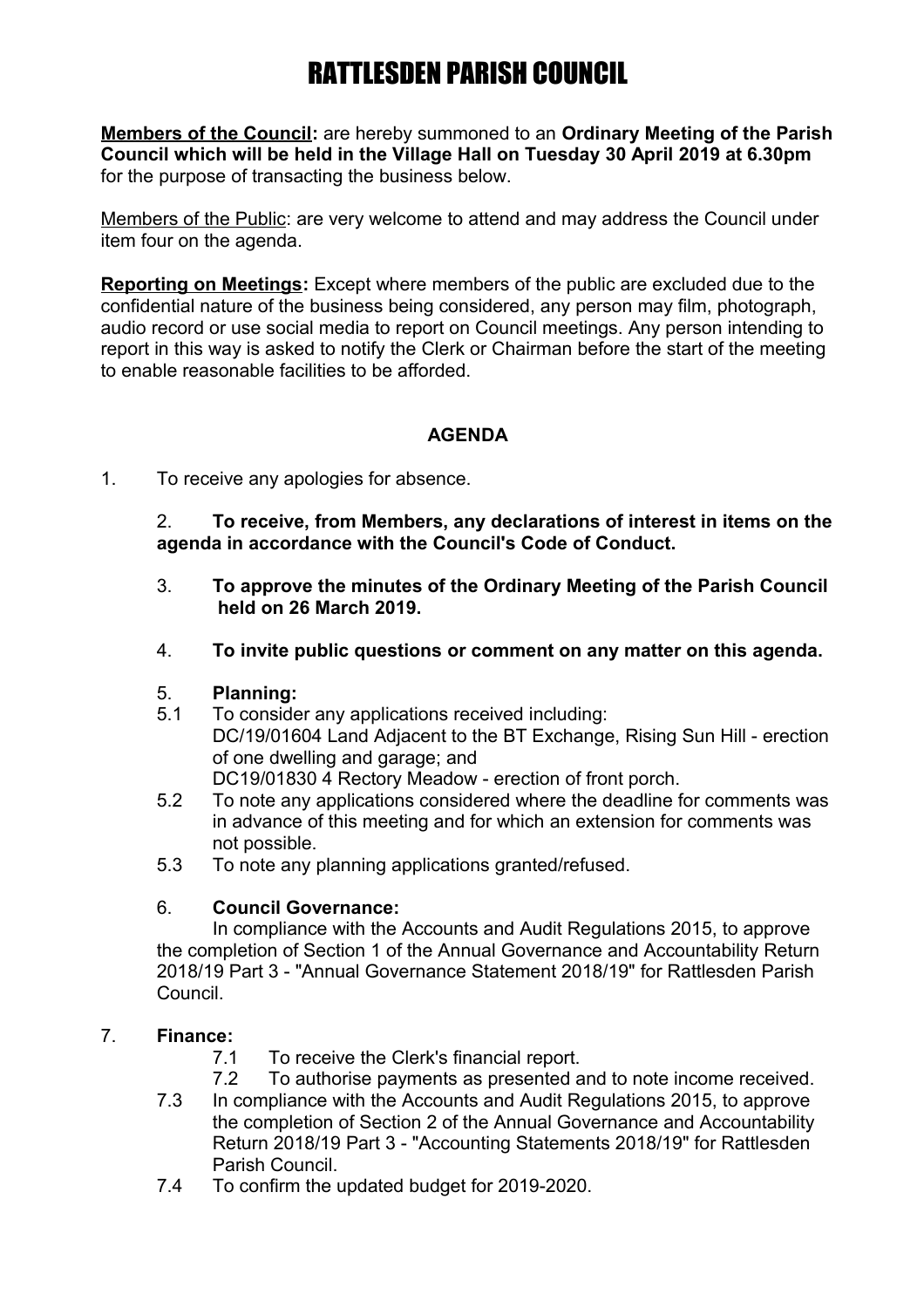# RATTLESDEN PARISH COUNCIL

**Members of the Council:** are hereby summoned to an **Ordinary Meeting of the Parish Council which will be held in the Village Hall on Tuesday 30 April 2019 at 6.30pm** for the purpose of transacting the business below.

Members of the Public: are very welcome to attend and may address the Council under item four on the agenda.

**Reporting on Meetings:** Except where members of the public are excluded due to the confidential nature of the business being considered, any person may film, photograph, audio record or use social media to report on Council meetings. Any person intending to report in this way is asked to notify the Clerk or Chairman before the start of the meeting to enable reasonable facilities to be afforded.

## AGENDA

1. To receive any apologies for absence.

2. **To receive, from Members, any declarations of interest in items on the agenda in accordance with the Council's Code of Conduct.**

3. **To approve the minutes of the Ordinary Meeting of the Parish Council held on 26 March 2019.**

4. **To invite public questions or comment on any matter on this agenda.**

5. **Planning:**
   - 5.1 To consider any applications received including:
     DC/19/01604 Land Adjacent to the BT Exchange, Rising Sun Hill - erection of one dwelling and garage; and
     DC19/01830 4 Rectory Meadow - erection of front porch.
   - 5.2 To note any applications considered where the deadline for comments was in advance of this meeting and for which an extension for comments was not possible.
   - 5.3 To note any planning applications granted/refused.

6. **Council Governance:**
   In compliance with the Accounts and Audit Regulations 2015, to approve the completion of Section 1 of the Annual Governance and Accountability Return 2018/19 Part 3 - "Annual Governance Statement 2018/19" for Rattlesden Parish Council.

7. **Finance:**
   - 7.1 To receive the Clerk's financial report.
   - 7.2 To authorise payments as presented and to note income received.
   - 7.3 In compliance with the Accounts and Audit Regulations 2015, to approve the completion of Section 2 of the Annual Governance and Accountability Return 2018/19 Part 3 - "Accounting Statements 2018/19" for Rattlesden Parish Council.
   - 7.4 To confirm the updated budget for 2019-2020.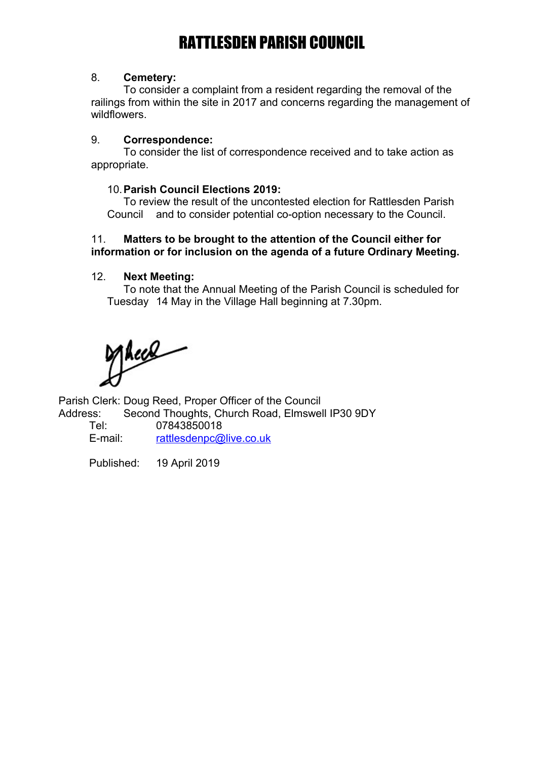# RATTLESDEN PARISH COUNCIL

8. **Cemetery:**
To consider a complaint from a resident regarding the removal of the railings from within the site in 2017 and concerns regarding the management of wildflowers.

9. **Correspondence:**
To consider the list of correspondence received and to take action as appropriate.

10. **Parish Council Elections 2019:**
To review the result of the uncontested election for Rattlesden Parish Council and to consider potential co-option necessary to the Council.

11. **Matters to be brought to the attention of the Council either for information or for inclusion on the agenda of a future Ordinary Meeting.**

12. **Next Meeting:**
To note that the Annual Meeting of the Parish Council is scheduled for Tuesday 14 May in the Village Hall beginning at 7.30pm.

Parish Clerk: Doug Reed, Proper Officer of the Council
Address: Second Thoughts, Church Road, Elmswell IP30 9DY
Tel: 07843850018
E-mail: rattlesdenpc@live.co.uk

Published: 19 April 2019